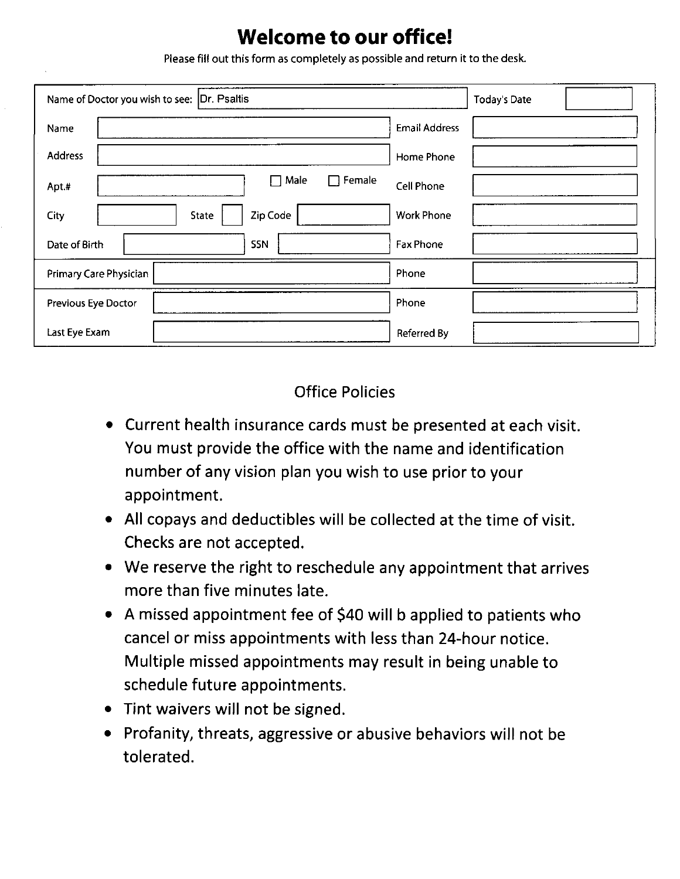# Welcome to our office!

Please fill out this form as completely as possible and return it to the desk.

| | | | |
|---|---|---|---|
| Name of Doctor you wish to see: | Dr. Psaltis | Today's Date | |
| Name | | Email Address | |
| Address | | Home Phone | |
| Apt.# | ☐ Male ☐ Female | Cell Phone | |
| City | State Zip Code | Work Phone | |
| Date of Birth | SSN | Fax Phone | |
| Primary Care Physician | | Phone | |
| Previous Eye Doctor | | Phone | |
| Last Eye Exam | | Referred By | |

## Office Policies

- Current health insurance cards must be presented at each visit. You must provide the office with the name and identification number of any vision plan you wish to use prior to your appointment.
- All copays and deductibles will be collected at the time of visit. Checks are not accepted.
- We reserve the right to reschedule any appointment that arrives more than five minutes late.
- A missed appointment fee of $40 will b applied to patients who cancel or miss appointments with less than 24-hour notice. Multiple missed appointments may result in being unable to schedule future appointments.
- Tint waivers will not be signed.
- Profanity, threats, aggressive or abusive behaviors will not be tolerated.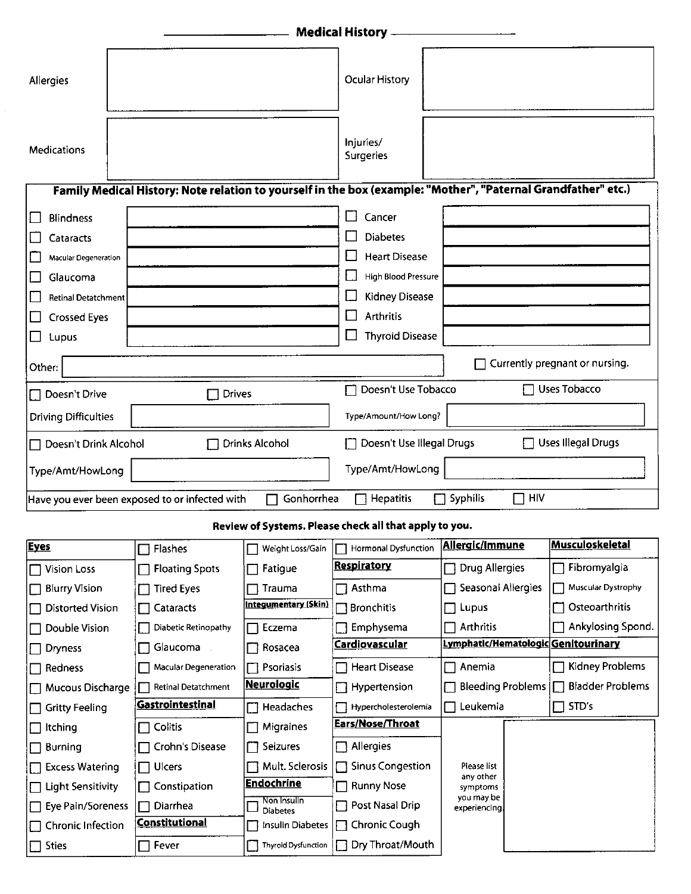## Medical History

| | | | |
|---|---|---|---|
| Allergies | | Ocular History | |
| Medications | | Injuries/ Surgeries | |

**Family Medical History: Note relation to yourself in the box (example: "Mother", "Paternal Grandfather" etc.)**

| | | | |
|---|---|---|---|
| ☐ Blindness | | ☐ Cancer | |
| ☐ Cataracts | | ☐ Diabetes | |
| ☐ Macular Degeneration | | ☐ Heart Disease | |
| ☐ Glaucoma | | ☐ High Blood Pressure | |
| ☐ Retinal Detatchment | | ☐ Kidney Disease | |
| ☐ Crossed Eyes | | ☐ Arthritis | |
| ☐ Lupus | | ☐ Thyroid Disease | |

Other: ____________________ ☐ Currently pregnant or nursing.

☐ Doesn't Drive ☐ Drives
Driving Difficulties ____________________

☐ Doesn't Use Tobacco ☐ Uses Tobacco
Type/Amount/How Long? ____________________

☐ Doesn't Drink Alcohol ☐ Drinks Alcohol
Type/Amt/HowLong ____________________

☐ Doesn't Use Illegal Drugs ☐ Uses Illegal Drugs
Type/Amt/HowLong ____________________

Have you ever been exposed to or infected with ☐ Gonhorrhea ☐ Hepatitis ☐ Syphilis ☐ HIV

**Review of Systems. Please check all that apply to you.**

**Eyes**
- ☐ Vision Loss
- ☐ Blurry Vision
- ☐ Distorted Vision
- ☐ Double Vision
- ☐ Dryness
- ☐ Redness
- ☐ Mucous Discharge
- ☐ Gritty Feeling
- ☐ Itching
- ☐ Burning
- ☐ Excess Watering
- ☐ Light Sensitivity
- ☐ Eye Pain/Soreness
- ☐ Chronic Infection
- ☐ Sties
- ☐ Flashes
- ☐ Floating Spots
- ☐ Tired Eyes
- ☐ Cataracts
- ☐ Diabetic Retinopathy
- ☐ Glaucoma
- ☐ Macular Degeneration
- ☐ Retinal Detachment

**Gastrointestinal**
- ☐ Colitis
- ☐ Crohn's Disease
- ☐ Ulcers
- ☐ Constipation
- ☐ Diarrhea

**Constitutional**
- ☐ Fever
- ☐ Weight Loss/Gain
- ☐ Fatigue
- ☐ Trauma

**Integumentary (Skin)**
- ☐ Eczema
- ☐ Rosacea
- ☐ Psoriasis

**Neurologic**
- ☐ Headaches
- ☐ Migraines
- ☐ Seizures
- ☐ Mult. Sclerosis

**Endochrine**
- ☐ Non Insulin Diabetes
- ☐ Insulin Diabetes
- ☐ Thyroid Dysfunction
- ☐ Hormonal Dysfunction

**Respiratory**
- ☐ Asthma
- ☐ Bronchitis
- ☐ Emphysema

**Cardiovascular**
- ☐ Heart Disease
- ☐ Hypertension
- ☐ Hypercholesterolemia

**Ears/Nose/Throat**
- ☐ Allergies
- ☐ Sinus Congestion
- ☐ Runny Nose
- ☐ Post Nasal Drip
- ☐ Chronic Cough
- ☐ Dry Throat/Mouth

**Allergic/Immune**
- ☐ Drug Allergies
- ☐ Seasonal Allergies
- ☐ Lupus
- ☐ Arthritis

**Lymphatic/Hematologic**
- ☐ Anemia
- ☐ Bleeding Problems
- ☐ Leukemia

**Musculoskeletal**
- ☐ Fibromyalgia
- ☐ Muscular Dystrophy
- ☐ Osteoarthritis
- ☐ Ankylosing Spond.

**Genitourinary**
- ☐ Kidney Problems
- ☐ Bladder Problems
- ☐ STD's

Please list any other symptoms you may be experiencing. ____________________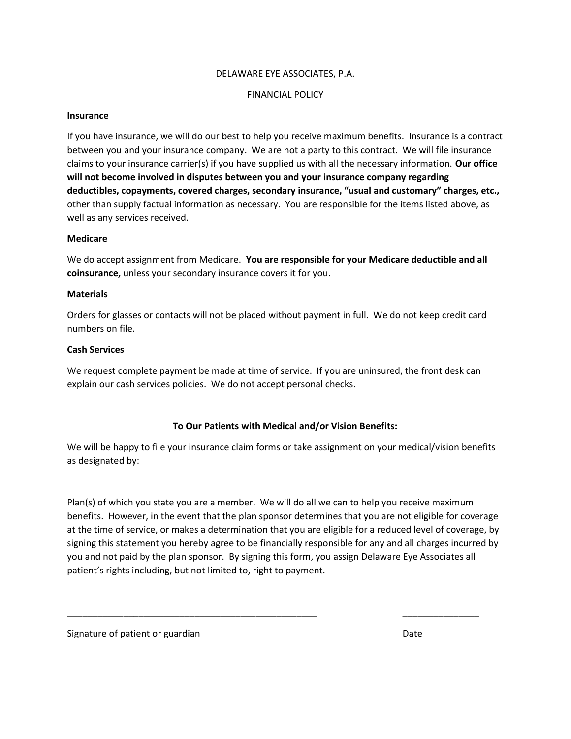DELAWARE EYE ASSOCIATES, P.A.

FINANCIAL POLICY

**Insurance**

If you have insurance, we will do our best to help you receive maximum benefits. Insurance is a contract between you and your insurance company. We are not a party to this contract. We will file insurance claims to your insurance carrier(s) if you have supplied us with all the necessary information. **Our office will not become involved in disputes between you and your insurance company regarding deductibles, copayments, covered charges, secondary insurance, "usual and customary" charges, etc.,** other than supply factual information as necessary. You are responsible for the items listed above, as well as any services received.

**Medicare**

We do accept assignment from Medicare. **You are responsible for your Medicare deductible and all coinsurance,** unless your secondary insurance covers it for you.

**Materials**

Orders for glasses or contacts will not be placed without payment in full. We do not keep credit card numbers on file.

**Cash Services**

We request complete payment be made at time of service. If you are uninsured, the front desk can explain our cash services policies. We do not accept personal checks.

**To Our Patients with Medical and/or Vision Benefits:**

We will be happy to file your insurance claim forms or take assignment on your medical/vision benefits as designated by:

Plan(s) of which you state you are a member. We will do all we can to help you receive maximum benefits. However, in the event that the plan sponsor determines that you are not eligible for coverage at the time of service, or makes a determination that you are eligible for a reduced level of coverage, by signing this statement you hereby agree to be financially responsible for any and all charges incurred by you and not paid by the plan sponsor. By signing this form, you assign Delaware Eye Associates all patient's rights including, but not limited to, right to payment.

\_\_\_\_\_\_\_\_\_\_\_\_\_\_\_\_\_\_\_\_\_\_\_\_\_\_\_\_\_\_\_\_\_\_\_\_\_\_\_\_\_\_\_\_\_\_\_\_ \_\_\_\_\_\_\_\_\_\_\_\_\_\_\_

Signature of patient or guardian Date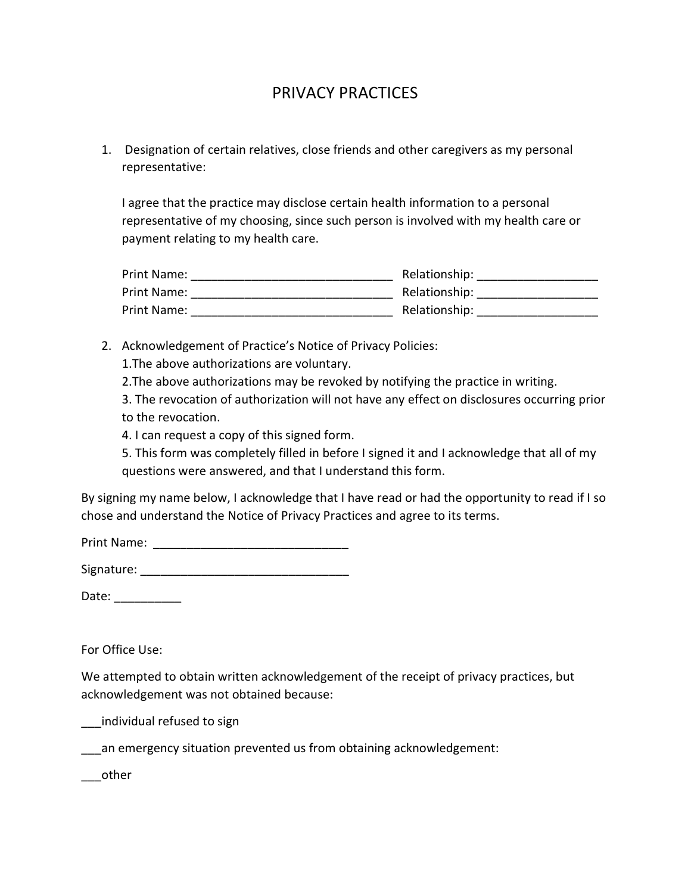# PRIVACY PRACTICES

1. Designation of certain relatives, close friends and other caregivers as my personal representative:

   I agree that the practice may disclose certain health information to a personal representative of my choosing, since such person is involved with my health care or payment relating to my health care.

   Print Name: ______________________________ Relationship: _________________
   Print Name: ______________________________ Relationship: _________________
   Print Name: ______________________________ Relationship: _________________

2. Acknowledgement of Practice's Notice of Privacy Policies:
   1.The above authorizations are voluntary.
   2.The above authorizations may be revoked by notifying the practice in writing.
   3. The revocation of authorization will not have any effect on disclosures occurring prior to the revocation.
   4. I can request a copy of this signed form.
   5. This form was completely filled in before I signed it and I acknowledge that all of my questions were answered, and that I understand this form.

By signing my name below, I acknowledge that I have read or had the opportunity to read if I so chose and understand the Notice of Privacy Practices and agree to its terms.

Print Name: _____________________________

Signature: _______________________________

Date: __________

For Office Use:

We attempted to obtain written acknowledgement of the receipt of privacy practices, but acknowledgement was not obtained because:

___individual refused to sign

___an emergency situation prevented us from obtaining acknowledgement:

___other